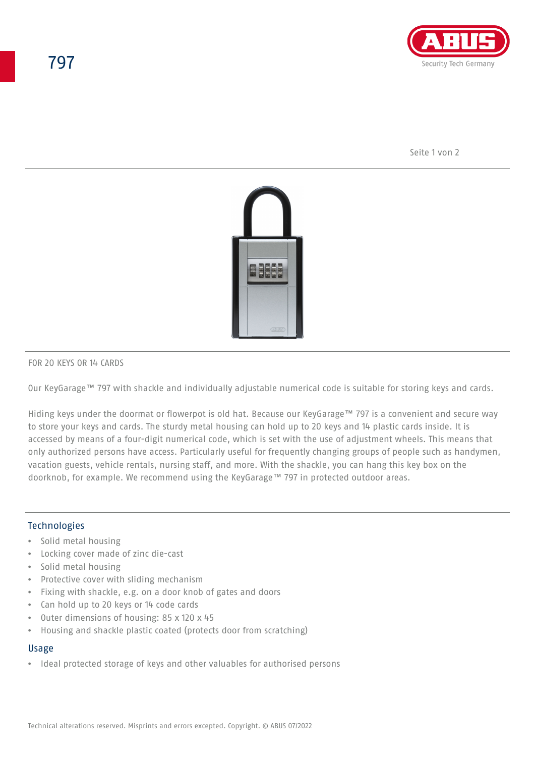# 797

FOR 20 KEYS OR 14 CARDS

Our KeyGarage™ 797 with shackle and individually adjustable numerical code is suitable for storing keys and cards.

Hiding keys under the doormat or flowerpot is old hat. Because our KeyGarage™ 797 is a convenient and secure way to store your keys and cards. The sturdy metal housing can hold up to 20 keys and 14 plastic cards inside. It is accessed by means of a four-digit numerical code, which is set with the use of adjustment wheels. This means that only authorized persons have access. Particularly useful for frequently changing groups of people such as handymen, vacation guests, vehicle rentals, nursing staff, and more. With the shackle, you can hang this key box on the doorknob, for example. We recommend using the KeyGarage™ 797 in protected outdoor areas.

## Technologies

- Solid metal housing
- Locking cover made of zinc die-cast
- Solid metal housing
- Protective cover with sliding mechanism
- Fixing with shackle, e.g. on a door knob of gates and doors
- Can hold up to 20 keys or 14 code cards
- Outer dimensions of housing: 85 x 120 x 45
- Housing and shackle plastic coated (protects door from scratching)

## Usage

- Ideal protected storage of keys and other valuables for authorised persons

Technical alterations reserved. Misprints and errors excepted. Copyright. © ABUS 07/2022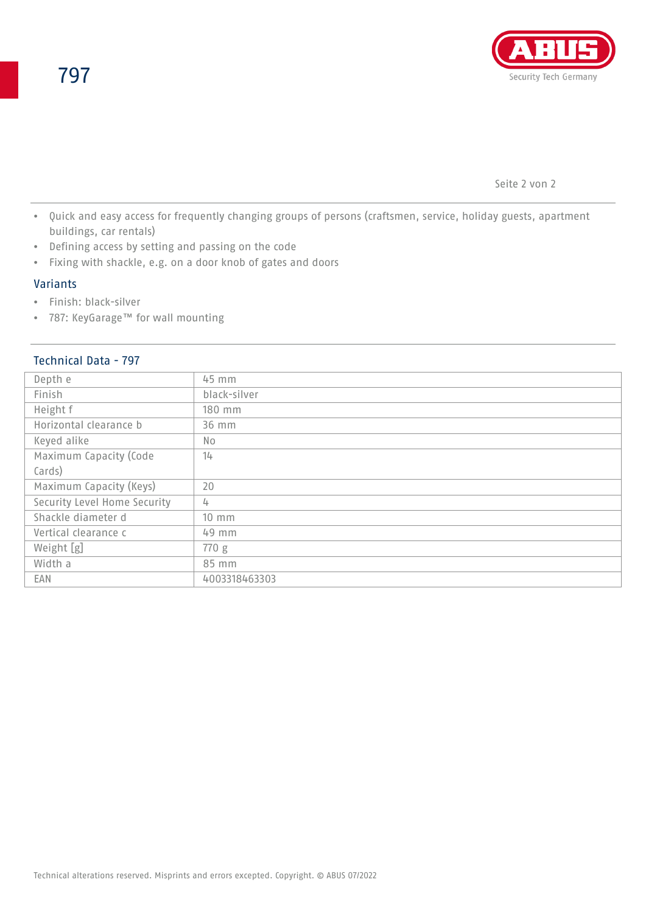- Quick and easy access for frequently changing groups of persons (craftsmen, service, holiday guests, apartment buildings, car rentals)
- Defining access by setting and passing on the code
- Fixing with shackle, e.g. on a door knob of gates and doors

## Variants

- Finish: black-silver
- 787: KeyGarage™ for wall mounting

## Technical Data - 797

| | |
|---|---|
| Depth e | 45 mm |
| Finish | black-silver |
| Height f | 180 mm |
| Horizontal clearance b | 36 mm |
| Keyed alike | No |
| Maximum Capacity (Code Cards) | 14 |
| Maximum Capacity (Keys) | 20 |
| Security Level Home Security | 4 |
| Shackle diameter d | 10 mm |
| Vertical clearance c | 49 mm |
| Weight [g] | 770 g |
| Width a | 85 mm |
| EAN | 4003318463303 |

Technical alterations reserved. Misprints and errors excepted. Copyright. © ABUS 07/2022